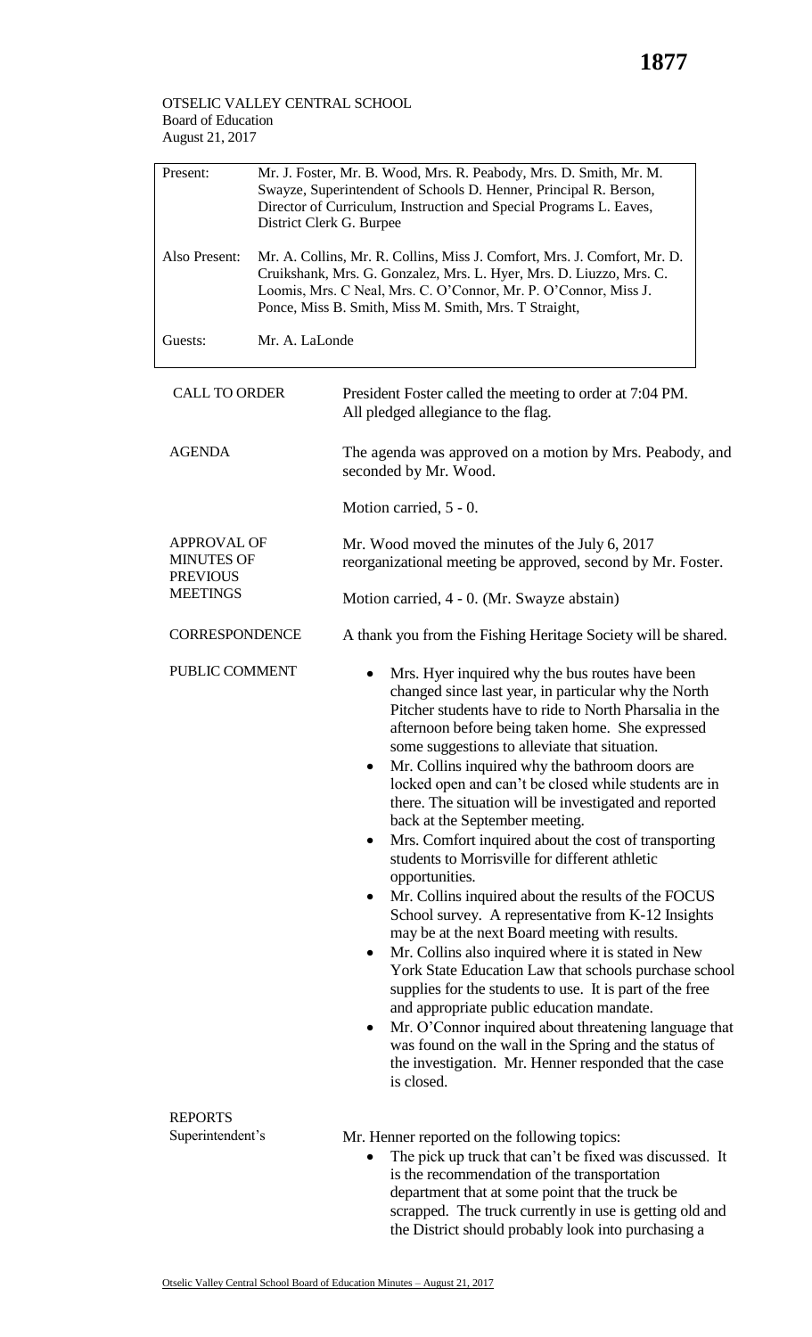OTSELIC VALLEY CENTRAL SCHOOL
Board of Education
August 21, 2017

| | |
|---|---|
| Present: | Mr. J. Foster, Mr. B. Wood, Mrs. R. Peabody, Mrs. D. Smith, Mr. M. Swayze, Superintendent of Schools D. Henner, Principal R. Berson, Director of Curriculum, Instruction and Special Programs L. Eaves, District Clerk G. Burpee |
| Also Present: | Mr. A. Collins, Mr. R. Collins, Miss J. Comfort, Mrs. J. Comfort, Mr. D. Cruikshank, Mrs. G. Gonzalez, Mrs. L. Hyer, Mrs. D. Liuzzo, Mrs. C. Loomis, Mrs. C Neal, Mrs. C. O'Connor, Mr. P. O'Connor, Miss J. Ponce, Miss B. Smith, Miss M. Smith, Mrs. T Straight, |
| Guests: | Mr. A. LaLonde |

**CALL TO ORDER**

President Foster called the meeting to order at 7:04 PM. All pledged allegiance to the flag.

**AGENDA**

The agenda was approved on a motion by Mrs. Peabody, and seconded by Mr. Wood.

Motion carried, 5 - 0.

**APPROVAL OF MINUTES OF PREVIOUS MEETINGS**

Mr. Wood moved the minutes of the July 6, 2017 reorganizational meeting be approved, second by Mr. Foster.

Motion carried, 4 - 0. (Mr. Swayze abstain)

**CORRESPONDENCE**

A thank you from the Fishing Heritage Society will be shared.

**PUBLIC COMMENT**

- Mrs. Hyer inquired why the bus routes have been changed since last year, in particular why the North Pitcher students have to ride to North Pharsalia in the afternoon before being taken home. She expressed some suggestions to alleviate that situation.
- Mr. Collins inquired why the bathroom doors are locked open and can't be closed while students are in there. The situation will be investigated and reported back at the September meeting.
- Mrs. Comfort inquired about the cost of transporting students to Morrisville for different athletic opportunities.
- Mr. Collins inquired about the results of the FOCUS School survey. A representative from K-12 Insights may be at the next Board meeting with results.
- Mr. Collins also inquired where it is stated in New York State Education Law that schools purchase school supplies for the students to use. It is part of the free and appropriate public education mandate.
- Mr. O'Connor inquired about threatening language that was found on the wall in the Spring and the status of the investigation. Mr. Henner responded that the case is closed.

**REPORTS**
Superintendent's

Mr. Henner reported on the following topics:

- The pick up truck that can't be fixed was discussed. It is the recommendation of the transportation department that at some point that the truck be scrapped. The truck currently in use is getting old and the District should probably look into purchasing a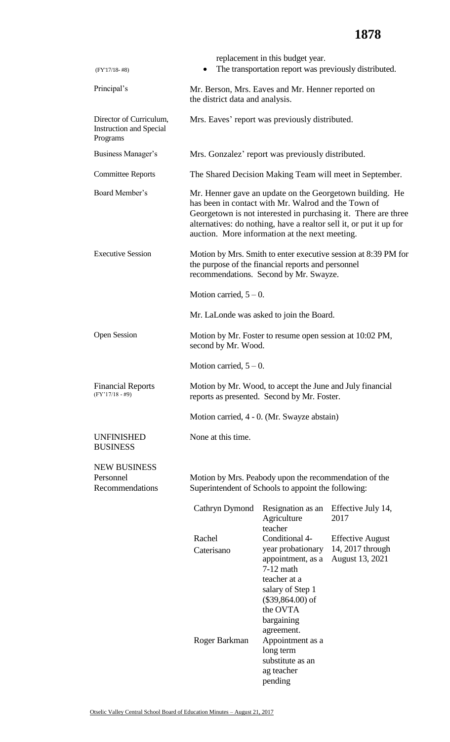| | |
|---|---|
| (FY'17/18- #8) | replacement in this budget year.<br>• The transportation report was previously distributed. |
| Principal's | Mr. Berson, Mrs. Eaves and Mr. Henner reported on the district data and analysis. |
| Director of Curriculum, Instruction and Special Programs | Mrs. Eaves' report was previously distributed. |
| Business Manager's | Mrs. Gonzalez' report was previously distributed. |
| Committee Reports | The Shared Decision Making Team will meet in September. |
| Board Member's | Mr. Henner gave an update on the Georgetown building. He has been in contact with Mr. Walrod and the Town of Georgetown is not interested in purchasing it. There are three alternatives: do nothing, have a realtor sell it, or put it up for auction. More information at the next meeting. |
| Executive Session | Motion by Mrs. Smith to enter executive session at 8:39 PM for the purpose of the financial reports and personnel recommendations. Second by Mr. Swayze.<br><br>Motion carried, 5 – 0.<br><br>Mr. LaLonde was asked to join the Board. |
| Open Session | Motion by Mr. Foster to resume open session at 10:02 PM, second by Mr. Wood.<br><br>Motion carried, 5 – 0. |
| Financial Reports (FY'17/18 - #9) | Motion by Mr. Wood, to accept the June and July financial reports as presented. Second by Mr. Foster.<br><br>Motion carried, 4 - 0. (Mr. Swayze abstain) |
| UNFINISHED BUSINESS | None at this time. |
| NEW BUSINESS<br>Personnel Recommendations | Motion by Mrs. Peabody upon the recommendation of the Superintendent of Schools to appoint the following: |

| | | |
|---|---|---|
| Cathryn Dymond | Resignation as an Agriculture teacher | Effective July 14, 2017 |
| Rachel Caterisano | Conditional 4-year probationary appointment, as a 7-12 math teacher at a salary of Step 1 ($39,864.00) of the OVTA bargaining agreement. | Effective August 14, 2017 through August 13, 2021 |
| Roger Barkman | Appointment as a long term substitute as an ag teacher pending | |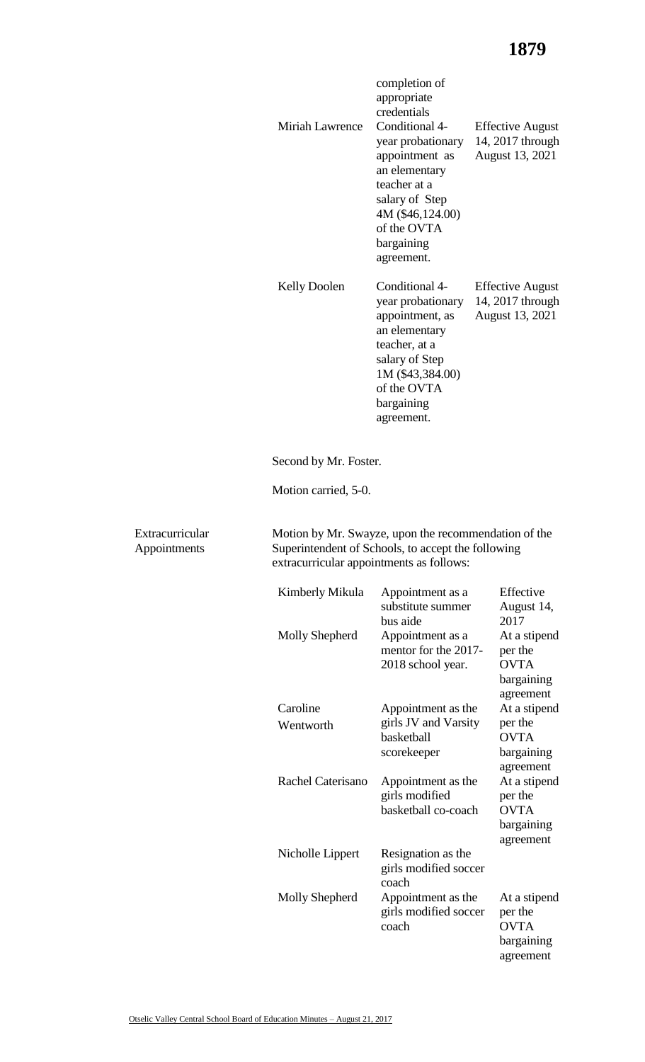| | | |
|---|---|---|
| | completion of appropriate credentials | |
| Miriah Lawrence | Conditional 4-year probationary appointment as an elementary teacher at a salary of Step 4M ($46,124.00) of the OVTA bargaining agreement. | Effective August 14, 2017 through August 13, 2021 |
| Kelly Doolen | Conditional 4-year probationary appointment, as an elementary teacher, at a salary of Step 1M ($43,384.00) of the OVTA bargaining agreement. | Effective August 14, 2017 through August 13, 2021 |

Second by Mr. Foster.

Motion carried, 5-0.

**Extracurricular Appointments**

Motion by Mr. Swayze, upon the recommendation of the Superintendent of Schools, to accept the following extracurricular appointments as follows:

| | | |
|---|---|---|
| Kimberly Mikula | Appointment as a substitute summer bus aide | Effective August 14, 2017 |
| Molly Shepherd | Appointment as a mentor for the 2017-2018 school year. | At a stipend per the OVTA bargaining agreement |
| Caroline Wentworth | Appointment as the girls JV and Varsity basketball scorekeeper | At a stipend per the OVTA bargaining agreement |
| Rachel Caterisano | Appointment as the girls modified basketball co-coach | At a stipend per the OVTA bargaining agreement |
| Nicholle Lippert | Resignation as the girls modified soccer coach | |
| Molly Shepherd | Appointment as the girls modified soccer coach | At a stipend per the OVTA bargaining agreement |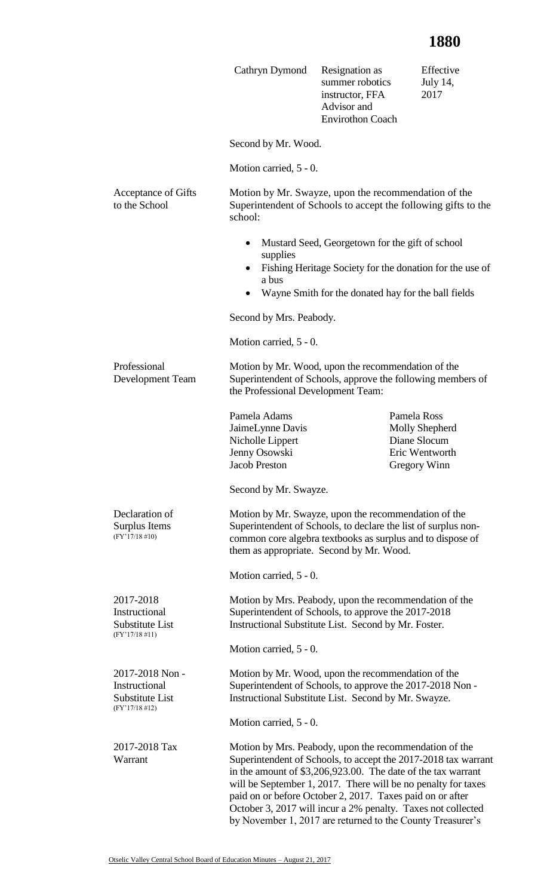| | | | |
|---|---|---|---|
| | Cathryn Dymond | Resignation as summer robotics instructor, FFA Advisor and Envirothon Coach | Effective July 14, 2017 |

Second by Mr. Wood.

Motion carried, 5 - 0.

**Acceptance of Gifts to the School**

Motion by Mr. Swayze, upon the recommendation of the Superintendent of Schools to accept the following gifts to the school:

- Mustard Seed, Georgetown for the gift of school supplies
- Fishing Heritage Society for the donation for the use of a bus
- Wayne Smith for the donated hay for the ball fields

Second by Mrs. Peabody.

Motion carried, 5 - 0.

**Professional Development Team**

Motion by Mr. Wood, upon the recommendation of the Superintendent of Schools, approve the following members of the Professional Development Team:

| | |
|---|---|
| Pamela Adams | Pamela Ross |
| JaimeLynne Davis | Molly Shepherd |
| Nicholle Lippert | Diane Slocum |
| Jenny Osowski | Eric Wentworth |
| Jacob Preston | Gregory Winn |

Second by Mr. Swayze.

**Declaration of Surplus Items** (FY'17/18 #10)

Motion by Mr. Swayze, upon the recommendation of the Superintendent of Schools, to declare the list of surplus non-common core algebra textbooks as surplus and to dispose of them as appropriate. Second by Mr. Wood.

Motion carried, 5 - 0.

**2017-2018 Instructional Substitute List** (FY'17/18 #11)

Motion by Mrs. Peabody, upon the recommendation of the Superintendent of Schools, to approve the 2017-2018 Instructional Substitute List. Second by Mr. Foster.

Motion carried, 5 - 0.

**2017-2018 Non - Instructional Substitute List** (FY'17/18 #12)

Motion by Mr. Wood, upon the recommendation of the Superintendent of Schools, to approve the 2017-2018 Non - Instructional Substitute List. Second by Mr. Swayze.

Motion carried, 5 - 0.

**2017-2018 Tax Warrant**

Motion by Mrs. Peabody, upon the recommendation of the Superintendent of Schools, to accept the 2017-2018 tax warrant in the amount of $3,206,923.00. The date of the tax warrant will be September 1, 2017. There will be no penalty for taxes paid on or before October 2, 2017. Taxes paid on or after October 3, 2017 will incur a 2% penalty. Taxes not collected by November 1, 2017 are returned to the County Treasurer's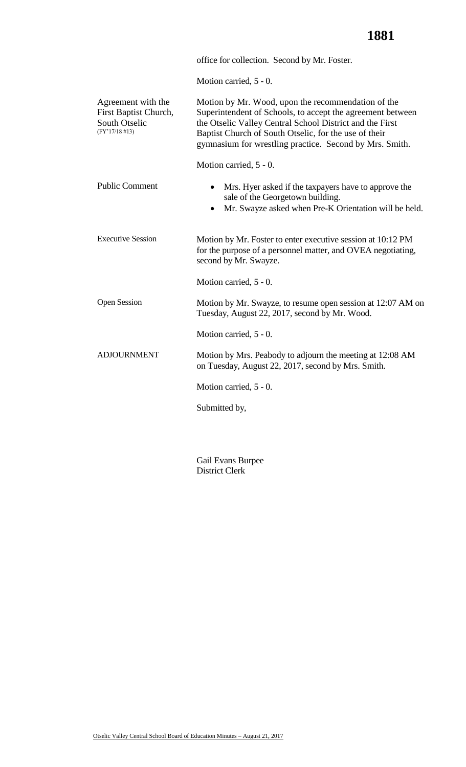office for collection. Second by Mr. Foster.

Motion carried, 5 - 0.

| | |
|---|---|
| Agreement with the First Baptist Church, South Otselic (FY'17/18 #13) | Motion by Mr. Wood, upon the recommendation of the Superintendent of Schools, to accept the agreement between the Otselic Valley Central School District and the First Baptist Church of South Otselic, for the use of their gymnasium for wrestling practice. Second by Mrs. Smith.<br><br>Motion carried, 5 - 0. |
| Public Comment | • Mrs. Hyer asked if the taxpayers have to approve the sale of the Georgetown building.<br>• Mr. Swayze asked when Pre-K Orientation will be held. |
| Executive Session | Motion by Mr. Foster to enter executive session at 10:12 PM for the purpose of a personnel matter, and OVEA negotiating, second by Mr. Swayze.<br><br>Motion carried, 5 - 0. |
| Open Session | Motion by Mr. Swayze, to resume open session at 12:07 AM on Tuesday, August 22, 2017, second by Mr. Wood.<br><br>Motion carried, 5 - 0. |
| ADJOURNMENT | Motion by Mrs. Peabody to adjourn the meeting at 12:08 AM on Tuesday, August 22, 2017, second by Mrs. Smith.<br><br>Motion carried, 5 - 0. |

Submitted by,

Gail Evans Burpee
District Clerk